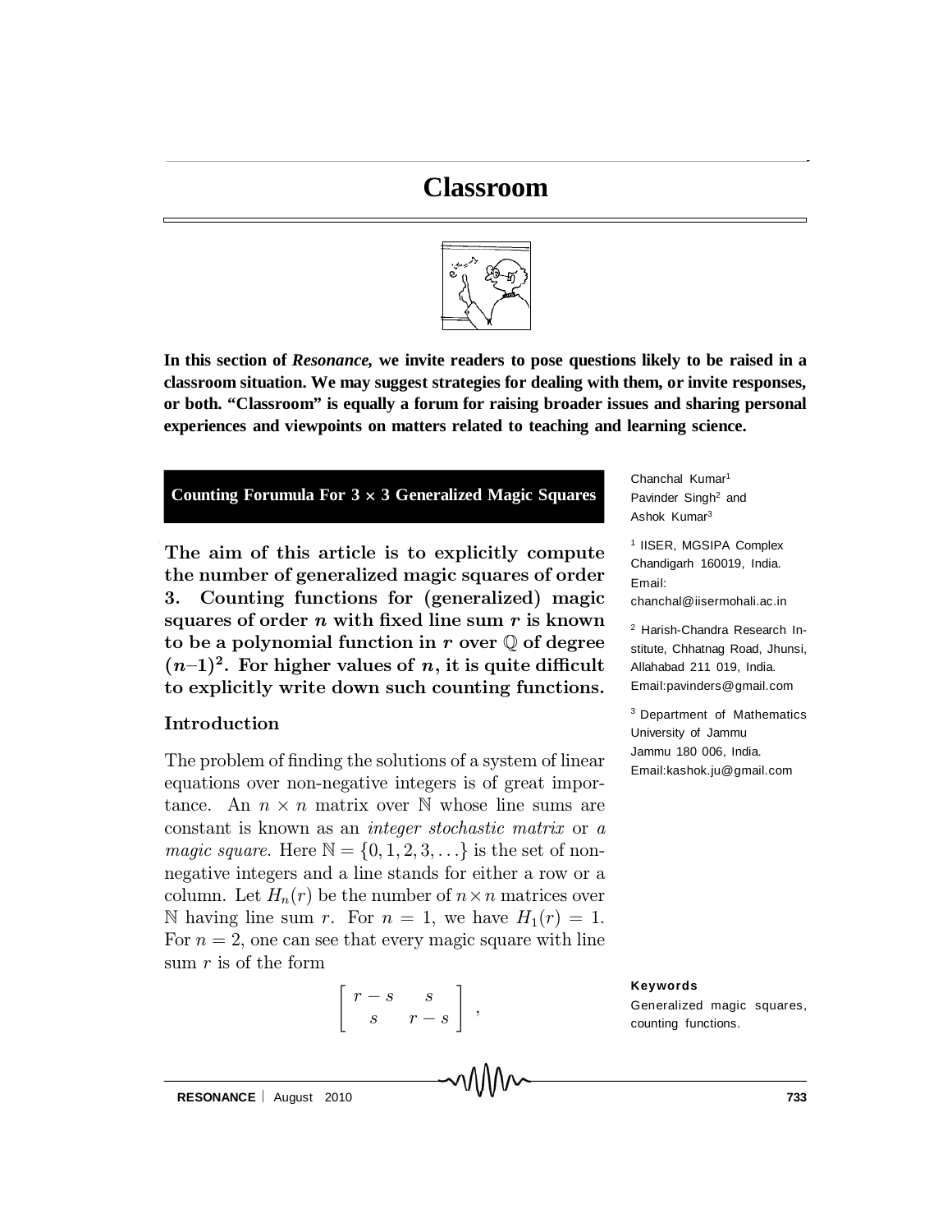# Classroom

**In this section of *Resonance*, we invite readers to pose questions likely to be raised in a classroom situation. We may suggest strategies for dealing with them, or invite responses, or both. "Classroom" is equally a forum for raising broader issues and sharing personal experiences and viewpoints on matters related to teaching and learning science.**

## Counting Forumula For 3 × 3 Generalized Magic Squares

Chanchal Kumar[1], Pavinder Singh[2] and Ashok Kumar[3]

[1] IISER, MGSIPA Complex Chandigarh 160019, India. Email: chanchal@iisermohali.ac.in

[2] Harish-Chandra Research Institute, Chhatnag Road, Jhunsi, Allahabad 211 019, India. Email:pavinders@gmail.com

[3] Department of Mathematics University of Jammu Jammu 180 006, India. Email:kashok.ju@gmail.com

**The aim of this article is to explicitly compute the number of generalized magic squares of order 3. Counting functions for (generalized) magic squares of order $n$ with fixed line sum $r$ is known to be a polynomial function in $r$ over $\mathbb{Q}$ of degree $(n-1)^2$. For higher values of $n$, it is quite difficult to explicitly write down such counting functions.**

### Introduction

The problem of finding the solutions of a system of linear equations over non-negative integers is of great importance. An $n \times n$ matrix over $\mathbb{N}$ whose line sums are constant is known as an *integer stochastic matrix* or *a magic square*. Here $\mathbb{N} = \{0, 1, 2, 3, \ldots\}$ is the set of non-negative integers and a line stands for either a row or a column. Let $H_n(r)$ be the number of $n \times n$ matrices over $\mathbb{N}$ having line sum $r$. For $n = 1$, we have $H_1(r) = 1$. For $n = 2$, one can see that every magic square with line sum $r$ is of the form

$$\begin{bmatrix} r-s & s \\ s & r-s \end{bmatrix},$$

**Keywords**

Generalized magic squares, counting functions.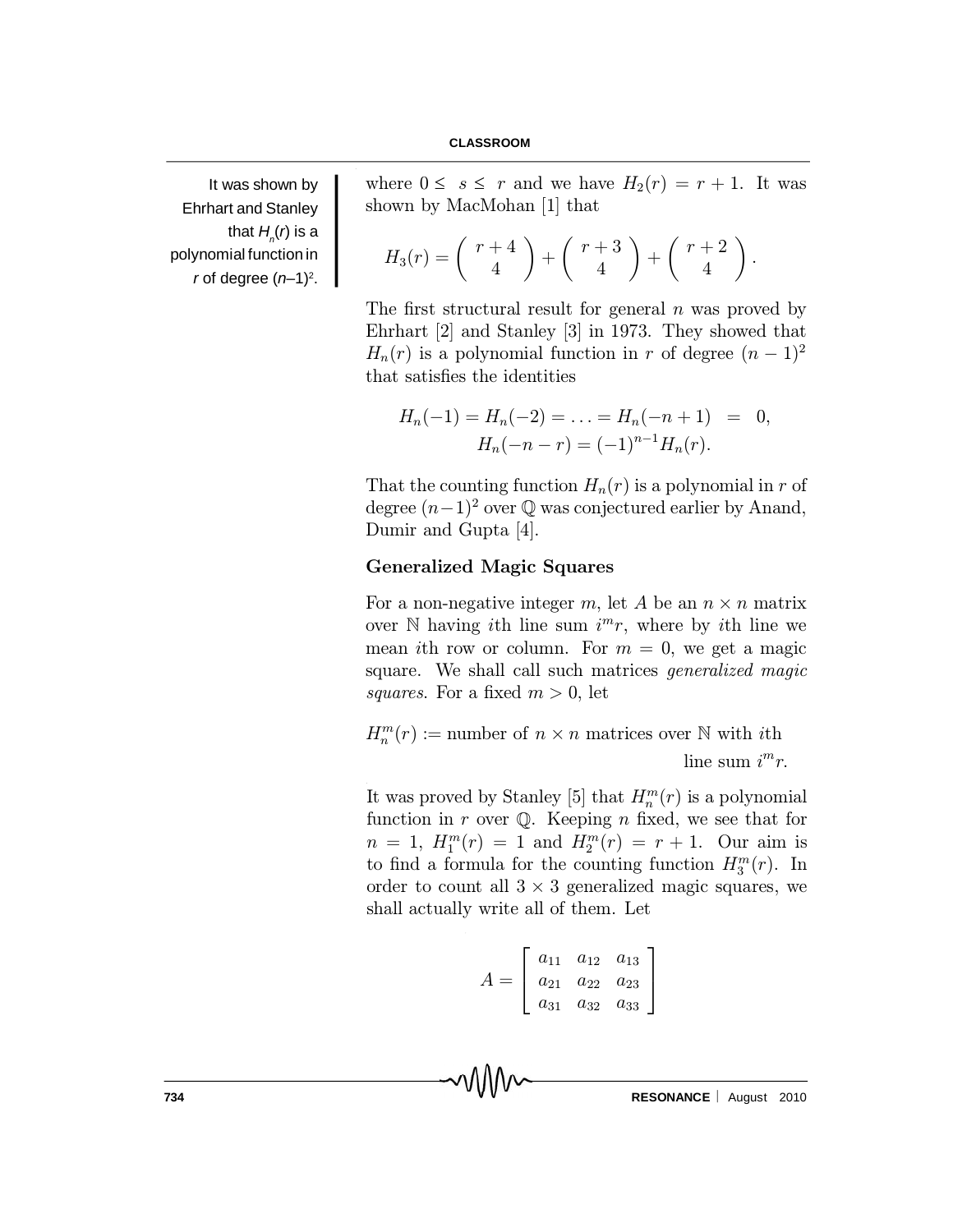It was shown by Ehrhart and Stanley that $H_n(r)$ is a polynomial function in $r$ of degree $(n-1)^2$.

where $0 \leq s \leq r$ and we have $H_2(r) = r + 1$. It was shown by MacMohan [1] that

$$H_3(r) = \binom{r+4}{4} + \binom{r+3}{4} + \binom{r+2}{4}.$$

The first structural result for general $n$ was proved by Ehrhart [2] and Stanley [3] in 1973. They showed that $H_n(r)$ is a polynomial function in $r$ of degree $(n-1)^2$ that satisfies the identities

$$H_n(-1) = H_n(-2) = \ldots = H_n(-n+1) = 0,$$
$$H_n(-n-r) = (-1)^{n-1} H_n(r).$$

That the counting function $H_n(r)$ is a polynomial in $r$ of degree $(n-1)^2$ over $\mathbb{Q}$ was conjectured earlier by Anand, Dumir and Gupta [4].

### Generalized Magic Squares

For a non-negative integer $m$, let $A$ be an $n \times n$ matrix over $\mathbb{N}$ having $i$th line sum $i^m r$, where by $i$th line we mean $i$th row or column. For $m = 0$, we get a magic square. We shall call such matrices *generalized magic squares*. For a fixed $m > 0$, let

$H_n^m(r) :=$ number of $n \times n$ matrices over $\mathbb{N}$ with $i$th line sum $i^m r$.

It was proved by Stanley [5] that $H_n^m(r)$ is a polynomial function in $r$ over $\mathbb{Q}$. Keeping $n$ fixed, we see that for $n = 1$, $H_1^m(r) = 1$ and $H_2^m(r) = r + 1$. Our aim is to find a formula for the counting function $H_3^m(r)$. In order to count all $3 \times 3$ generalized magic squares, we shall actually write all of them. Let

$$A = \begin{bmatrix} a_{11} & a_{12} & a_{13} \\ a_{21} & a_{22} & a_{23} \\ a_{31} & a_{32} & a_{33} \end{bmatrix}$$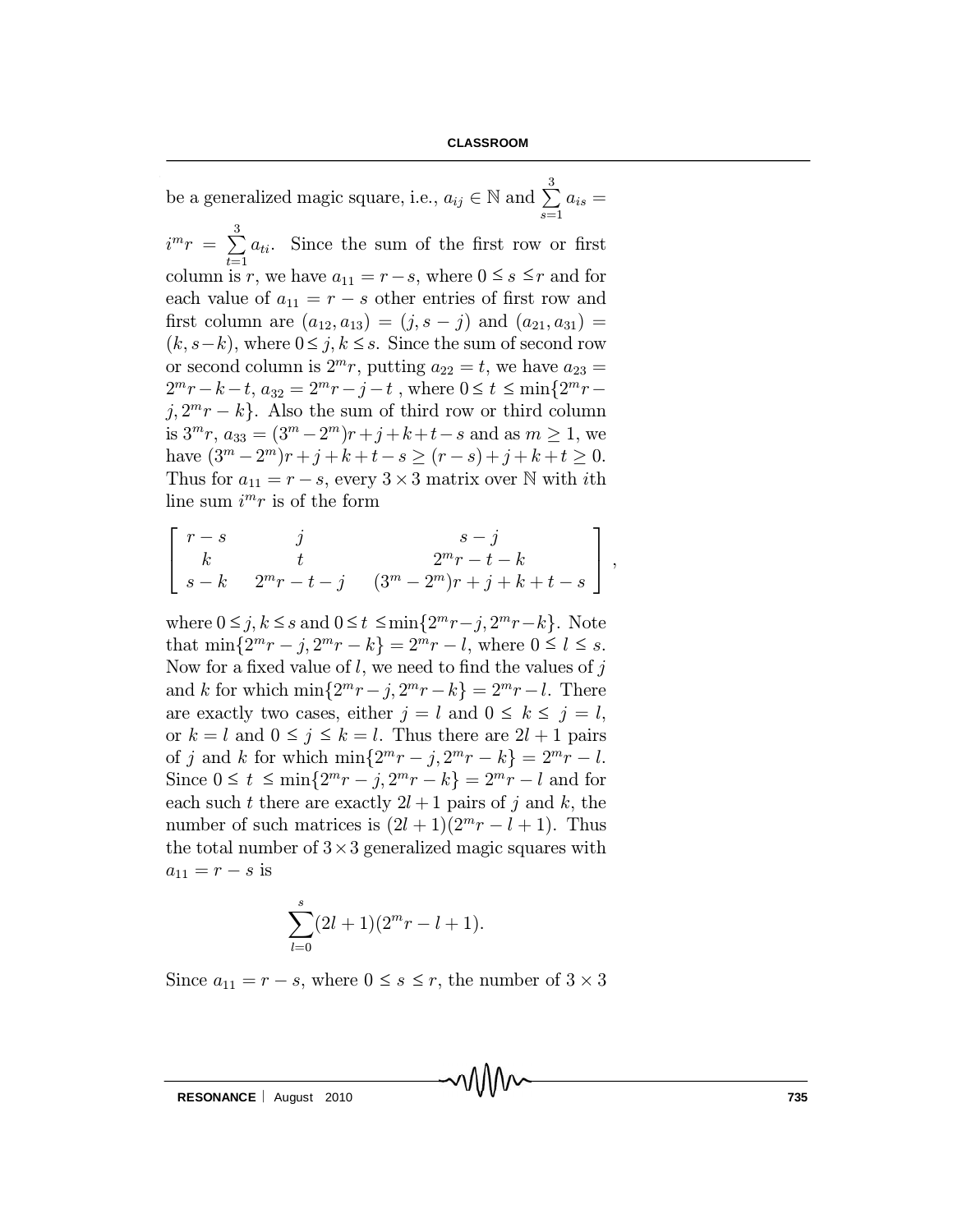be a generalized magic square, i.e., $a_{ij} \in \mathbb{N}$ and $\sum_{s=1}^{3} a_{is} = i^m r = \sum_{t=1}^{3} a_{ti}$. Since the sum of the first row or first column is $r$, we have $a_{11} = r - s$, where $0 \leq s \leq r$ and for each value of $a_{11} = r - s$ other entries of first row and first column are $(a_{12}, a_{13}) = (j, s-j)$ and $(a_{21}, a_{31}) = (k, s-k)$, where $0 \leq j, k \leq s$. Since the sum of second row or second column is $2^m r$, putting $a_{22} = t$, we have $a_{23} = 2^m r - k - t$, $a_{32} = 2^m r - j - t$ , where $0 \leq t \leq \min\{2^m r - j, 2^m r - k\}$. Also the sum of third row or third column is $3^m r$, $a_{33} = (3^m - 2^m)r + j + k + t - s$ and as $m \geq 1$, we have $(3^m - 2^m)r + j + k + t - s \geq (r-s) + j + k + t \geq 0$. Thus for $a_{11} = r - s$, every $3 \times 3$ matrix over $\mathbb{N}$ with $i$th line sum $i^m r$ is of the form

$$\begin{bmatrix} r-s & j & s-j \\ k & t & 2^m r - t - k \\ s-k & 2^m r - t - j & (3^m - 2^m)r + j + k + t - s \end{bmatrix},$$

where $0 \leq j, k \leq s$ and $0 \leq t \leq \min\{2^m r - j, 2^m r - k\}$. Note that $\min\{2^m r - j, 2^m r - k\} = 2^m r - l$, where $0 \leq l \leq s$. Now for a fixed value of $l$, we need to find the values of $j$ and $k$ for which $\min\{2^m r - j, 2^m r - k\} = 2^m r - l$. There are exactly two cases, either $j = l$ and $0 \leq k \leq j = l$, or $k = l$ and $0 \leq j \leq k = l$. Thus there are $2l + 1$ pairs of $j$ and $k$ for which $\min\{2^m r - j, 2^m r - k\} = 2^m r - l$. Since $0 \leq t \leq \min\{2^m r - j, 2^m r - k\} = 2^m r - l$ and for each such $t$ there are exactly $2l + 1$ pairs of $j$ and $k$, the number of such matrices is $(2l+1)(2^m r - l + 1)$. Thus the total number of $3 \times 3$ generalized magic squares with $a_{11} = r - s$ is

$$\sum_{l=0}^{s} (2l+1)(2^m r - l + 1).$$

Since $a_{11} = r - s$, where $0 \leq s \leq r$, the number of $3 \times 3$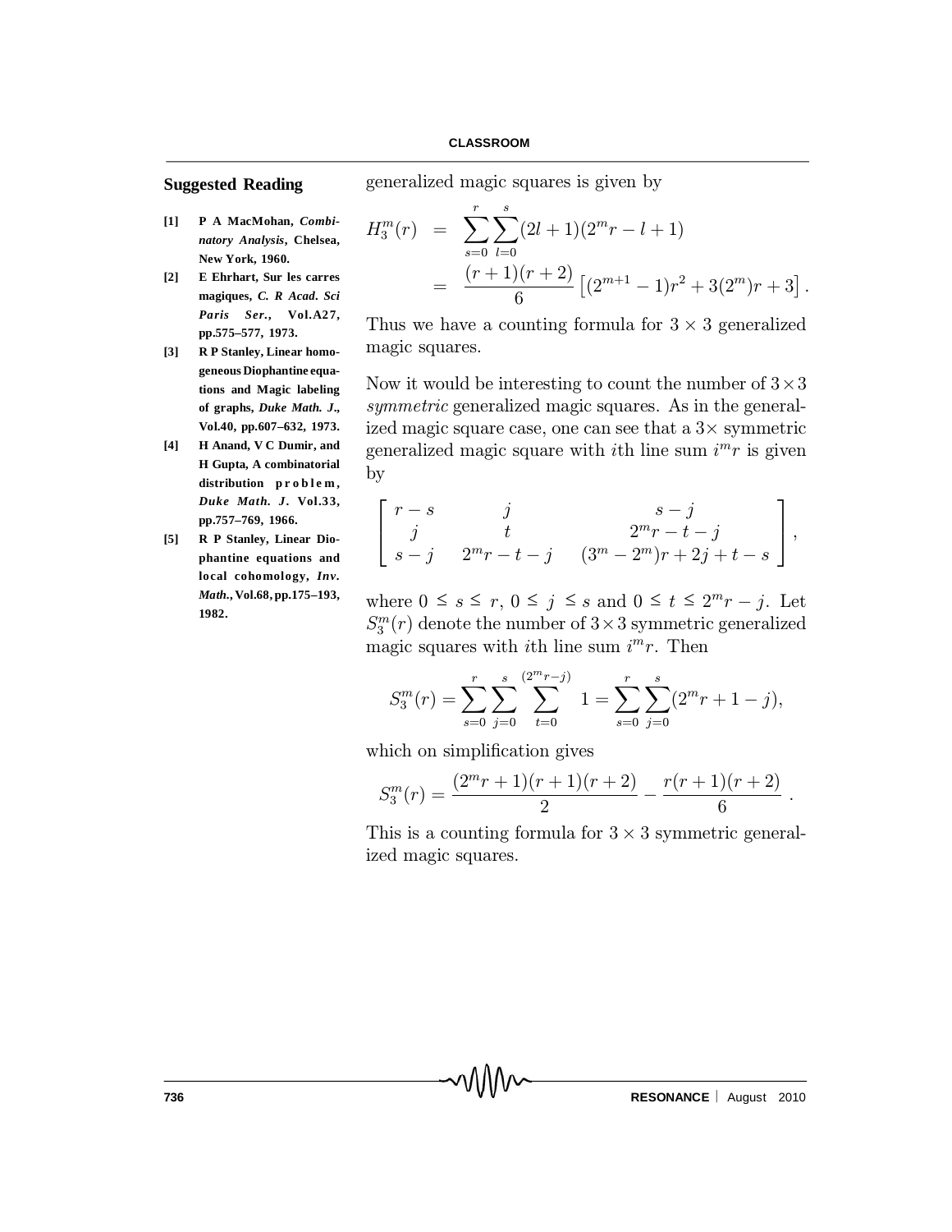generalized magic squares is given by

$$
\begin{aligned}
H_3^m(r) &= \sum_{s=0}^{r} \sum_{l=0}^{s} (2l+1)(2^m r - l + 1) \\
&= \frac{(r+1)(r+2)}{6} \left[ (2^{m+1}-1)r^2 + 3(2^m)r + 3 \right].
\end{aligned}
$$

Thus we have a counting formula for $3 \times 3$ generalized magic squares.

Now it would be interesting to count the number of $3 \times 3$ *symmetric* generalized magic squares. As in the generalized magic square case, one can see that a $3\times$ symmetric generalized magic square with $i$th line sum $i^m r$ is given by

$$
\begin{bmatrix}
r-s & j & s-j \\
j & t & 2^m r - t - j \\
s-j & 2^m r - t - j & (3^m - 2^m)r + 2j + t - s
\end{bmatrix},
$$

where $0 \le s \le r$, $0 \le j \le s$ and $0 \le t \le 2^m r - j$. Let $S_3^m(r)$ denote the number of $3 \times 3$ symmetric generalized magic squares with $i$th line sum $i^m r$. Then

$$
S_3^m(r) = \sum_{s=0}^{r} \sum_{j=0}^{s} \sum_{t=0}^{(2^m r - j)} 1 = \sum_{s=0}^{r} \sum_{j=0}^{s} (2^m r + 1 - j),
$$

which on simplification gives

$$
S_3^m(r) = \frac{(2^m r + 1)(r+1)(r+2)}{2} - \frac{r(r+1)(r+2)}{6}.
$$

This is a counting formula for $3 \times 3$ symmetric generalized magic squares.

## Suggested Reading

[1] P A MacMohan, *Combinatory Analysis*, Chelsea, New York, 1960.

[2] E Ehrhart, Sur les carres magiques, *C. R Acad. Sci Paris Ser.*, Vol.A27, pp.575–577, 1973.

[3] R P Stanley, Linear homogeneous Diophantine equations and Magic labeling of graphs, *Duke Math. J.*, Vol.40, pp.607–632, 1973.

[4] H Anand, V C Dumir, and H Gupta, A combinatorial distribution problem, *Duke Math. J.* Vol.33, pp.757–769, 1966.

[5] R P Stanley, Linear Diophantine equations and local cohomology, *Inv. Math.*, Vol.68, pp.175–193, 1982.